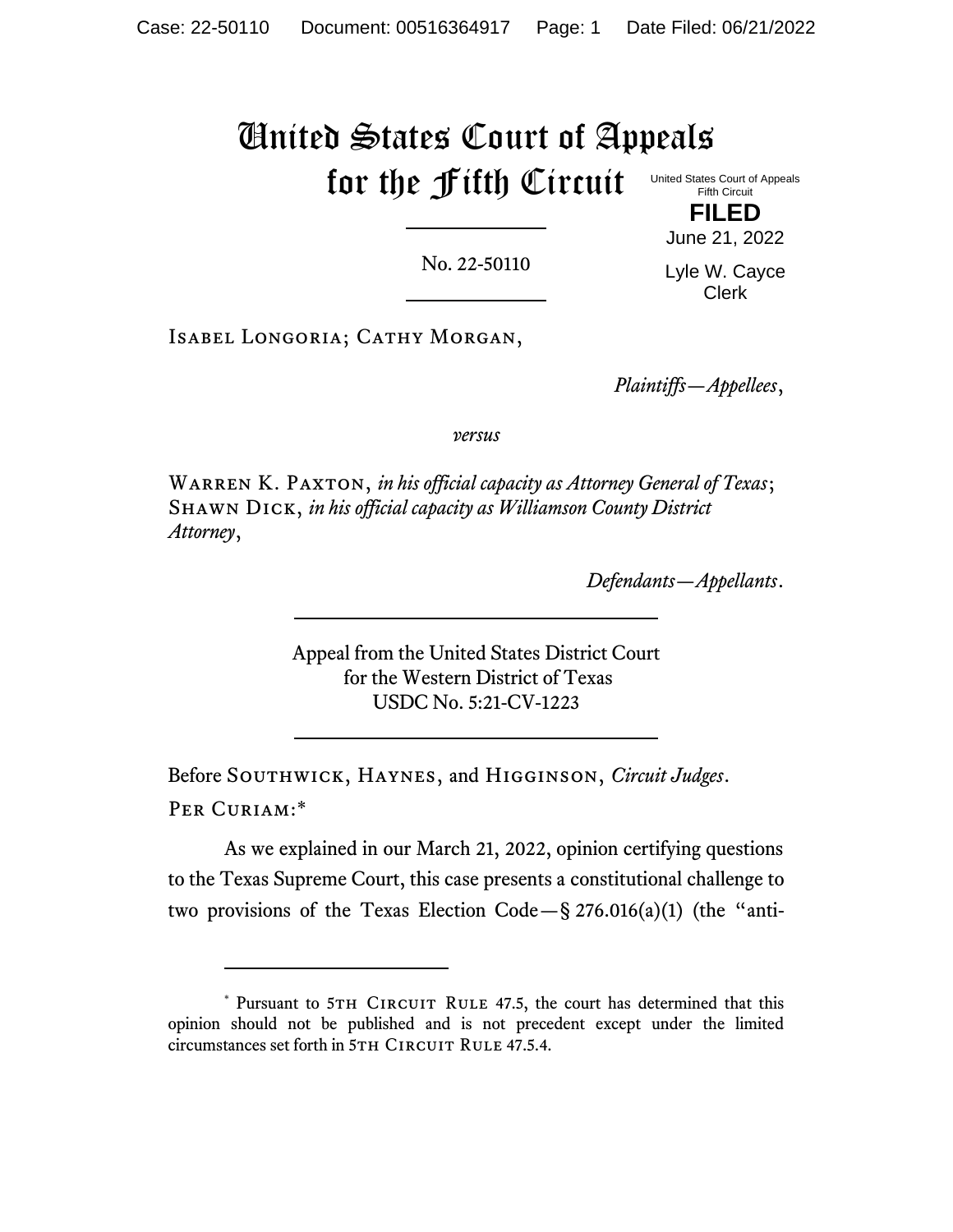# United States Court of Appeals for the Fifth Circuit

United States Court of Appeals
Fifth Circuit

**FILED**

June 21, 2022

Lyle W. Cayce
Clerk

No. 22-50110

Isabel Longoria; Cathy Morgan,

*Plaintiffs—Appellees*,

*versus*

Warren K. Paxton, *in his official capacity as Attorney General of Texas*; Shawn Dick, *in his official capacity as Williamson County District Attorney*,

*Defendants—Appellants*.

Appeal from the United States District Court
for the Western District of Texas
USDC No. 5:21-CV-1223

Before Southwick, Haynes, and Higginson, *Circuit Judges*.

Per Curiam:*

As we explained in our March 21, 2022, opinion certifying questions to the Texas Supreme Court, this case presents a constitutional challenge to two provisions of the Texas Election Code—§ 276.016(a)(1) (the "anti-

---

\* Pursuant to 5th Circuit Rule 47.5, the court has determined that this opinion should not be published and is not precedent except under the limited circumstances set forth in 5th Circuit Rule 47.5.4.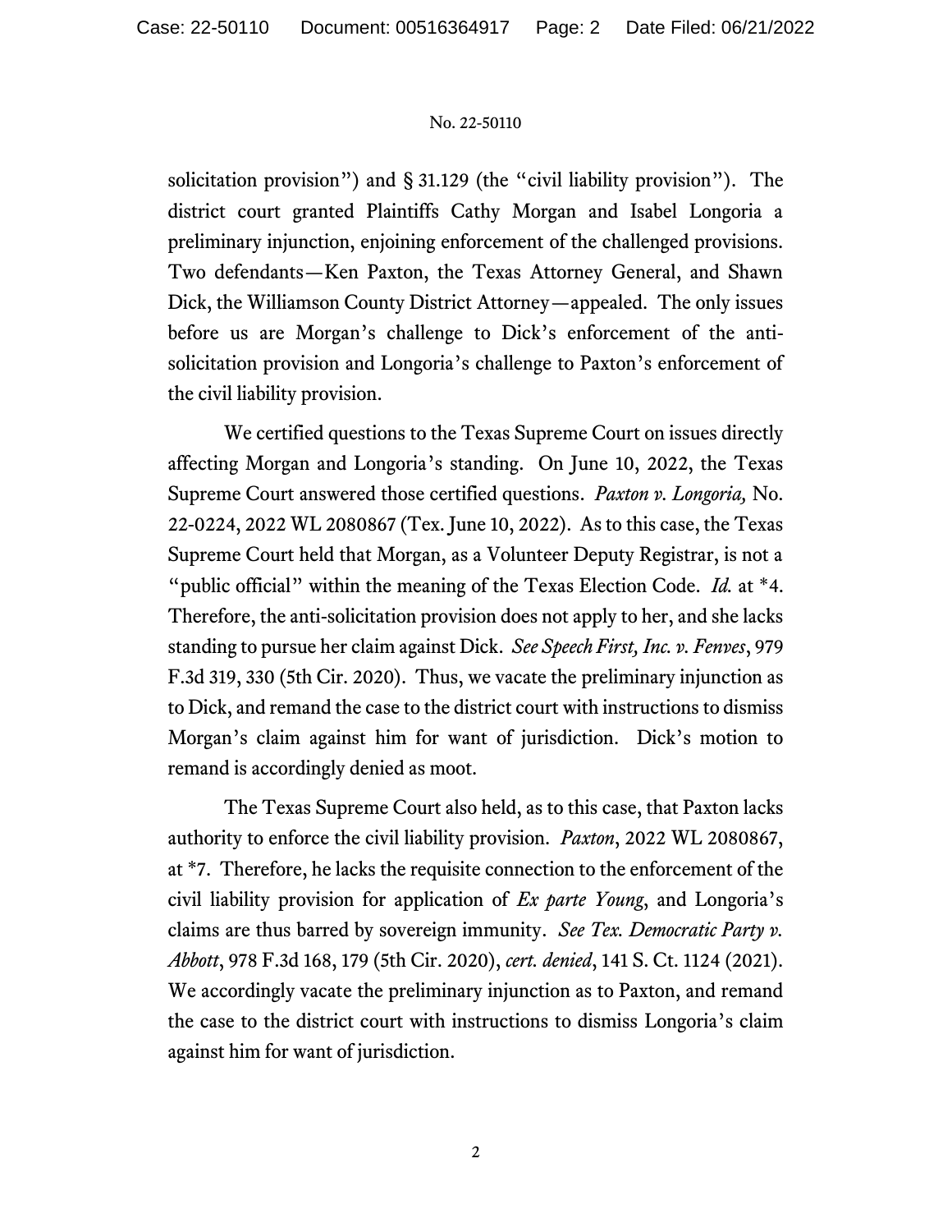solicitation provision") and § 31.129 (the "civil liability provision"). The district court granted Plaintiffs Cathy Morgan and Isabel Longoria a preliminary injunction, enjoining enforcement of the challenged provisions. Two defendants—Ken Paxton, the Texas Attorney General, and Shawn Dick, the Williamson County District Attorney—appealed. The only issues before us are Morgan's challenge to Dick's enforcement of the anti-solicitation provision and Longoria's challenge to Paxton's enforcement of the civil liability provision.

We certified questions to the Texas Supreme Court on issues directly affecting Morgan and Longoria's standing. On June 10, 2022, the Texas Supreme Court answered those certified questions. *Paxton v. Longoria,* No. 22-0224, 2022 WL 2080867 (Tex. June 10, 2022). As to this case, the Texas Supreme Court held that Morgan, as a Volunteer Deputy Registrar, is not a "public official" within the meaning of the Texas Election Code. *Id.* at *4. Therefore, the anti-solicitation provision does not apply to her, and she lacks standing to pursue her claim against Dick. *See Speech First, Inc. v. Fenves*, 979 F.3d 319, 330 (5th Cir. 2020). Thus, we vacate the preliminary injunction as to Dick, and remand the case to the district court with instructions to dismiss Morgan's claim against him for want of jurisdiction. Dick's motion to remand is accordingly denied as moot.

The Texas Supreme Court also held, as to this case, that Paxton lacks authority to enforce the civil liability provision. *Paxton*, 2022 WL 2080867, at *7. Therefore, he lacks the requisite connection to the enforcement of the civil liability provision for application of *Ex parte Young*, and Longoria's claims are thus barred by sovereign immunity. *See Tex. Democratic Party v. Abbott*, 978 F.3d 168, 179 (5th Cir. 2020), *cert. denied*, 141 S. Ct. 1124 (2021). We accordingly vacate the preliminary injunction as to Paxton, and remand the case to the district court with instructions to dismiss Longoria's claim against him for want of jurisdiction.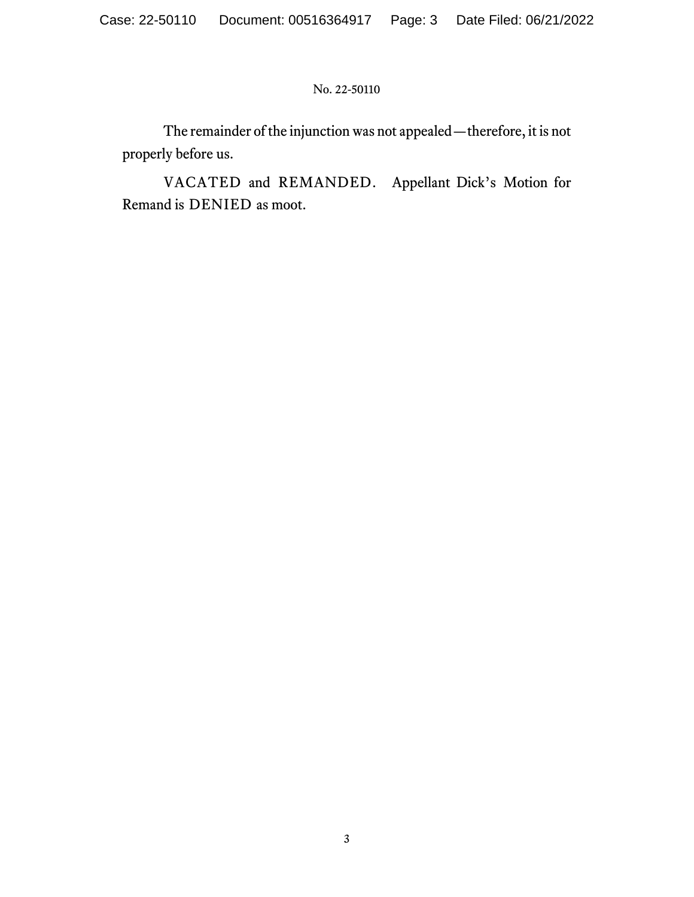The remainder of the injunction was not appealed—therefore, it is not properly before us.

VACATED and REMANDED. Appellant Dick's Motion for Remand is DENIED as moot.